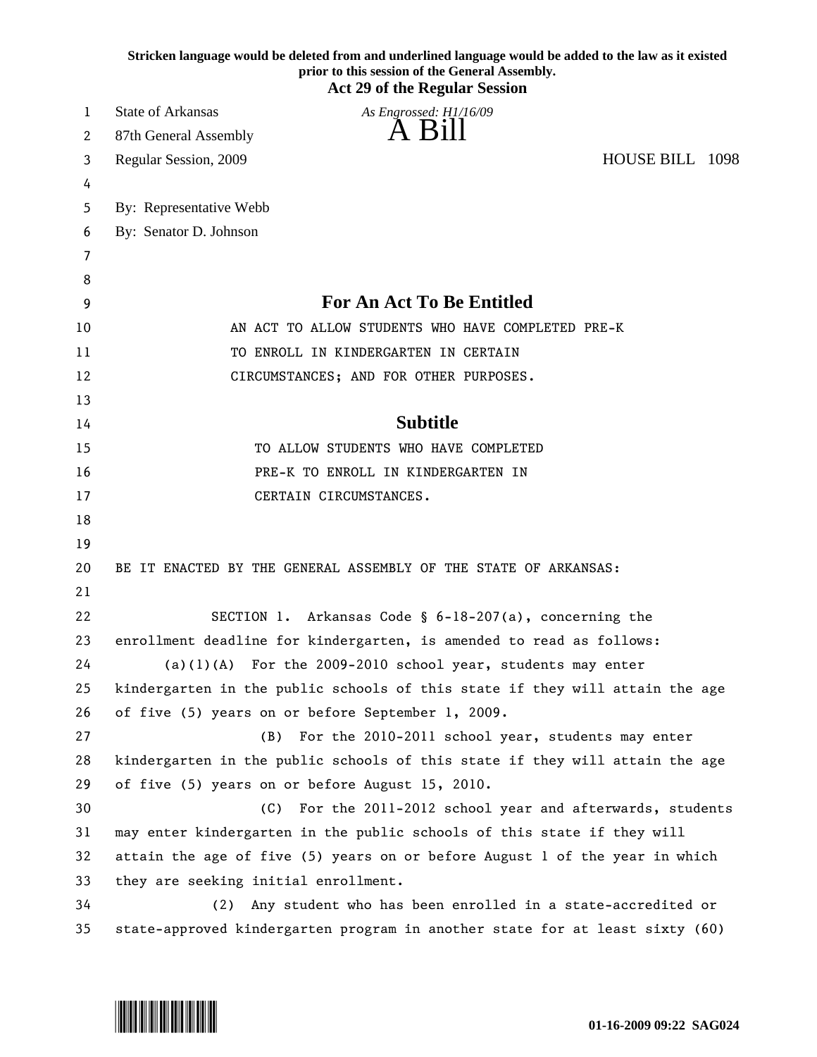**Stricken language would be deleted from and underlined language would be added to the law as it existed prior to this session of the General Assembly.**

**Act 29 of the Regular Session**

State of Arkansas *As Engrossed: H1/16/09*

87th General Assembly

# A Bill

Regular Session, 2009 HOUSE BILL 1098

By: Representative Webb

By: Senator D. Johnson

## For An Act To Be Entitled

AN ACT TO ALLOW STUDENTS WHO HAVE COMPLETED PRE-K TO ENROLL IN KINDERGARTEN IN CERTAIN CIRCUMSTANCES; AND FOR OTHER PURPOSES.

## Subtitle

TO ALLOW STUDENTS WHO HAVE COMPLETED PRE-K TO ENROLL IN KINDERGARTEN IN CERTAIN CIRCUMSTANCES.

BE IT ENACTED BY THE GENERAL ASSEMBLY OF THE STATE OF ARKANSAS:

SECTION 1. Arkansas Code § 6-18-207(a), concerning the enrollment deadline for kindergarten, is amended to read as follows:

(a)(1)(A) For the 2009-2010 school year, students may enter kindergarten in the public schools of this state if they will attain the age of five (5) years on or before September 1, 2009.

(B) For the 2010-2011 school year, students may enter kindergarten in the public schools of this state if they will attain the age of five (5) years on or before August 15, 2010.

(C) For the 2011-2012 school year and afterwards, students may enter kindergarten in the public schools of this state if they will attain the age of five (5) years on or before August 1 of the year in which they are seeking initial enrollment.

(2) Any student who has been enrolled in a state-accredited or state-approved kindergarten program in another state for at least sixty (60)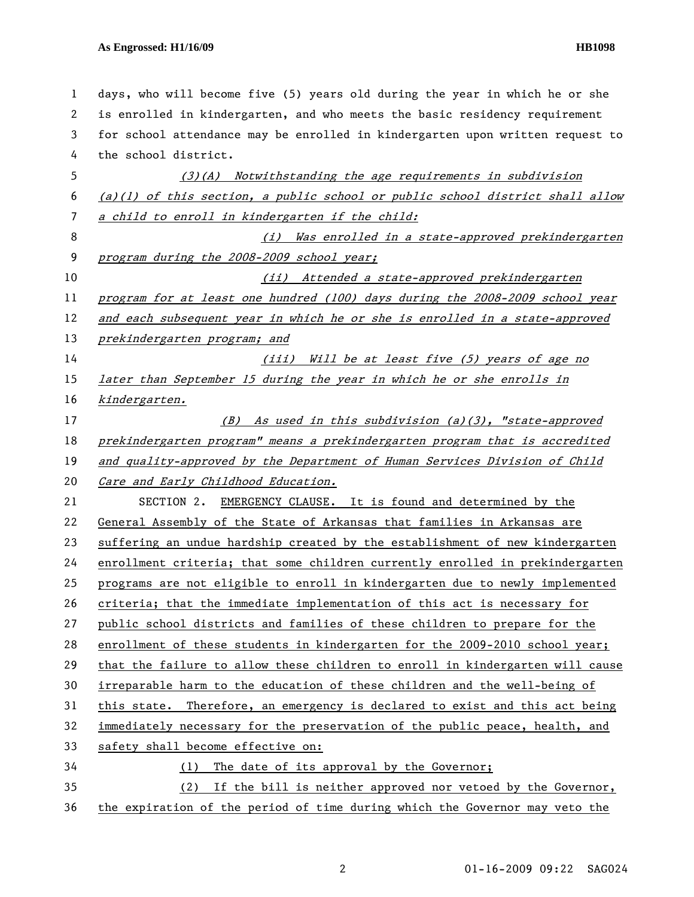days, who will become five (5) years old during the year in which he or she is enrolled in kindergarten, and who meets the basic residency requirement for school attendance may be enrolled in kindergarten upon written request to the school district.

*(3)(A) Notwithstanding the age requirements in subdivision (a)(1) of this section, a public school or public school district shall allow a child to enroll in kindergarten if the child:*

*(i) Was enrolled in a state-approved prekindergarten program during the 2008-2009 school year;*

*(ii) Attended a state-approved prekindergarten program for at least one hundred (100) days during the 2008-2009 school year and each subsequent year in which he or she is enrolled in a state-approved prekindergarten program; and*

*(iii) Will be at least five (5) years of age no later than September 15 during the year in which he or she enrolls in kindergarten.*

*(B) As used in this subdivision (a)(3), "state-approved prekindergarten program" means a prekindergarten program that is accredited and quality-approved by the Department of Human Services Division of Child Care and Early Childhood Education.*

SECTION 2. EMERGENCY CLAUSE. It is found and determined by the General Assembly of the State of Arkansas that families in Arkansas are suffering an undue hardship created by the establishment of new kindergarten enrollment criteria; that some children currently enrolled in prekindergarten programs are not eligible to enroll in kindergarten due to newly implemented criteria; that the immediate implementation of this act is necessary for public school districts and families of these children to prepare for the enrollment of these students in kindergarten for the 2009-2010 school year; that the failure to allow these children to enroll in kindergarten will cause irreparable harm to the education of these children and the well-being of this state. Therefore, an emergency is declared to exist and this act being immediately necessary for the preservation of the public peace, health, and safety shall become effective on:

(1) The date of its approval by the Governor;

(2) If the bill is neither approved nor vetoed by the Governor, the expiration of the period of time during which the Governor may veto the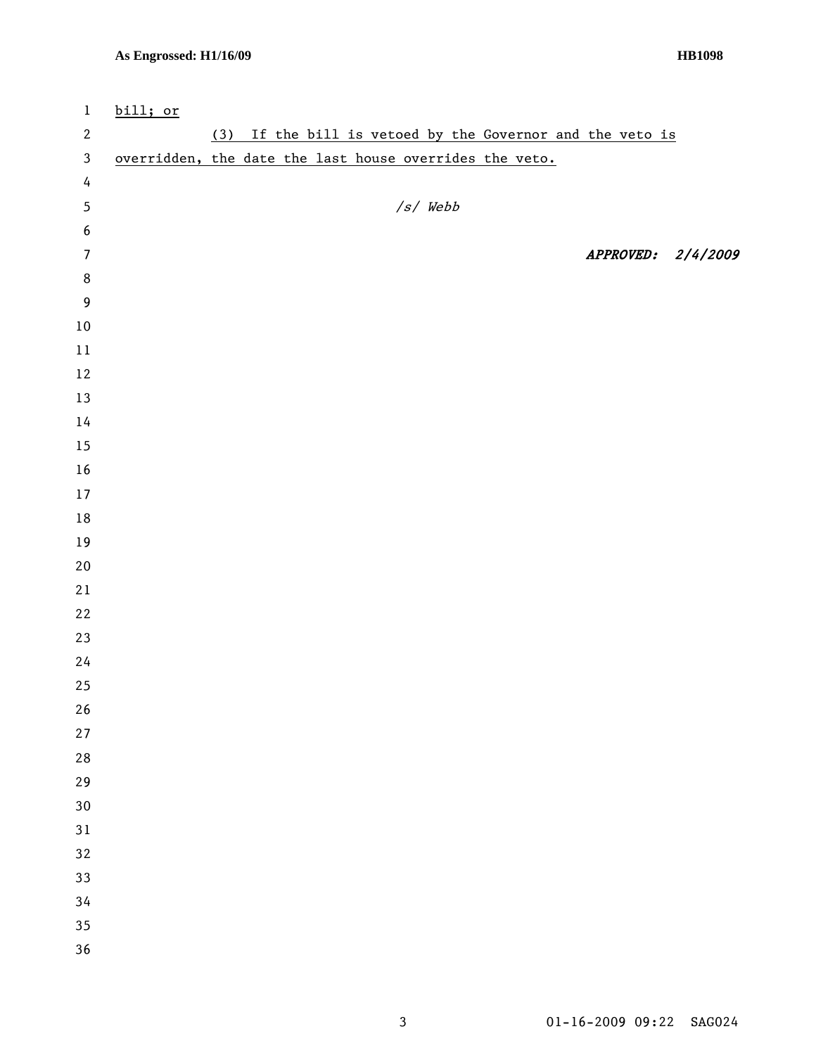bill; or

(3) If the bill is vetoed by the Governor and the veto is overridden, the date the last house overrides the veto.

*/s/ Webb*

***APPROVED: 2/4/2009***